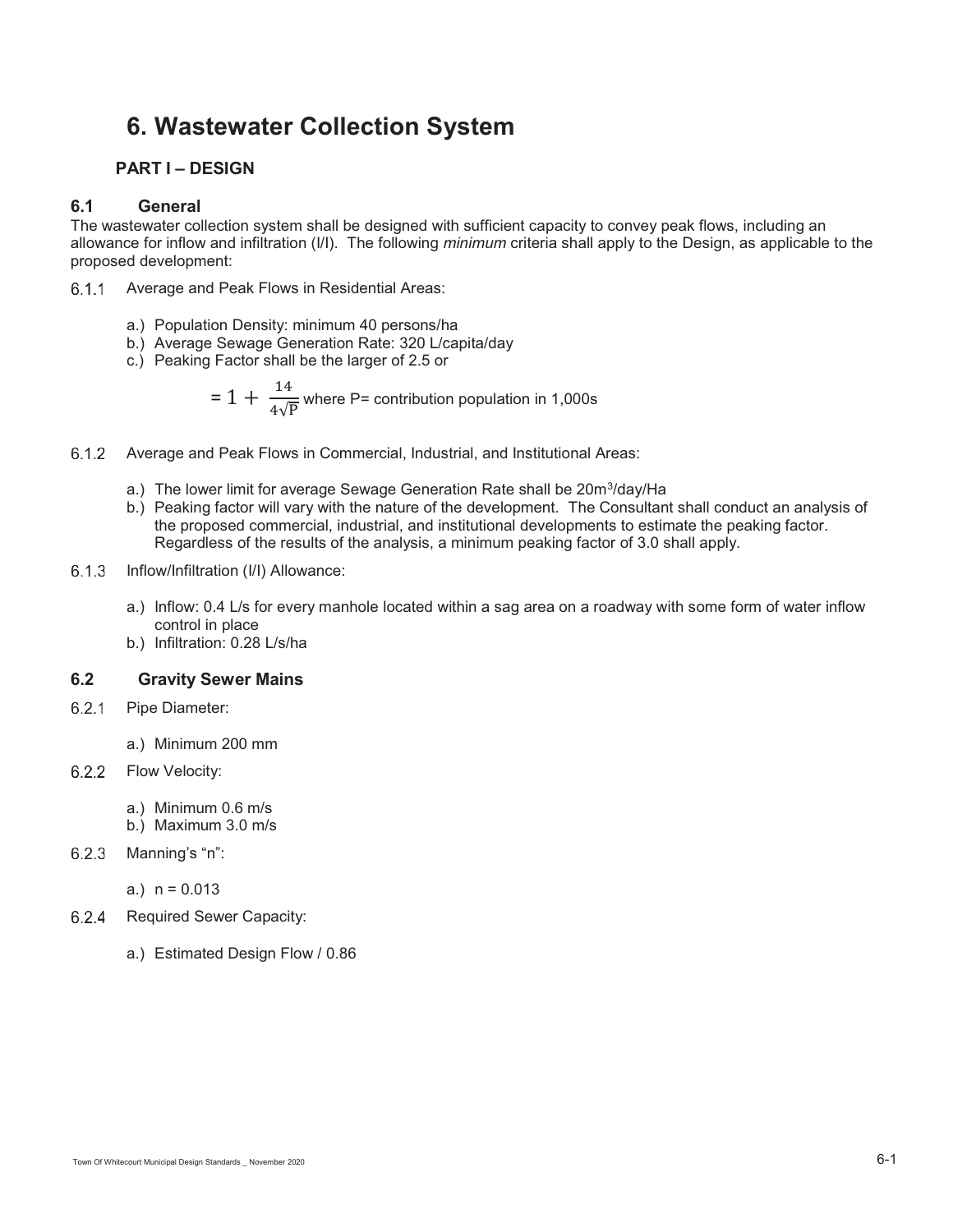# 6. Wastewater Collection System

## PART I – DESIGN

### 6.1 General

The wastewater collection system shall be designed with sufficient capacity to convey peak flows, including an allowance for inflow and infiltration (I/I). The following *minimum* criteria shall apply to the Design, as applicable to the proposed development:

6.1.1 Average and Peak Flows in Residential Areas:

a.) Population Density: minimum 40 persons/ha

b.) Average Sewage Generation Rate: 320 L/capita/day

c.) Peaking Factor shall be the larger of 2.5 or

$$= 1 + \frac{14}{4\sqrt{P}}$$ where P= contribution population in 1,000s

6.1.2 Average and Peak Flows in Commercial, Industrial, and Institutional Areas:

a.) The lower limit for average Sewage Generation Rate shall be $20m^3$/day/Ha

b.) Peaking factor will vary with the nature of the development. The Consultant shall conduct an analysis of the proposed commercial, industrial, and institutional developments to estimate the peaking factor. Regardless of the results of the analysis, a minimum peaking factor of 3.0 shall apply.

6.1.3 Inflow/Infiltration (I/I) Allowance:

a.) Inflow: 0.4 L/s for every manhole located within a sag area on a roadway with some form of water inflow control in place

b.) Infiltration: 0.28 L/s/ha

### 6.2 Gravity Sewer Mains

6.2.1 Pipe Diameter:

a.) Minimum 200 mm

6.2.2 Flow Velocity:

a.) Minimum 0.6 m/s

b.) Maximum 3.0 m/s

6.2.3 Manning's "n":

a.) n = 0.013

6.2.4 Required Sewer Capacity:

a.) Estimated Design Flow / 0.86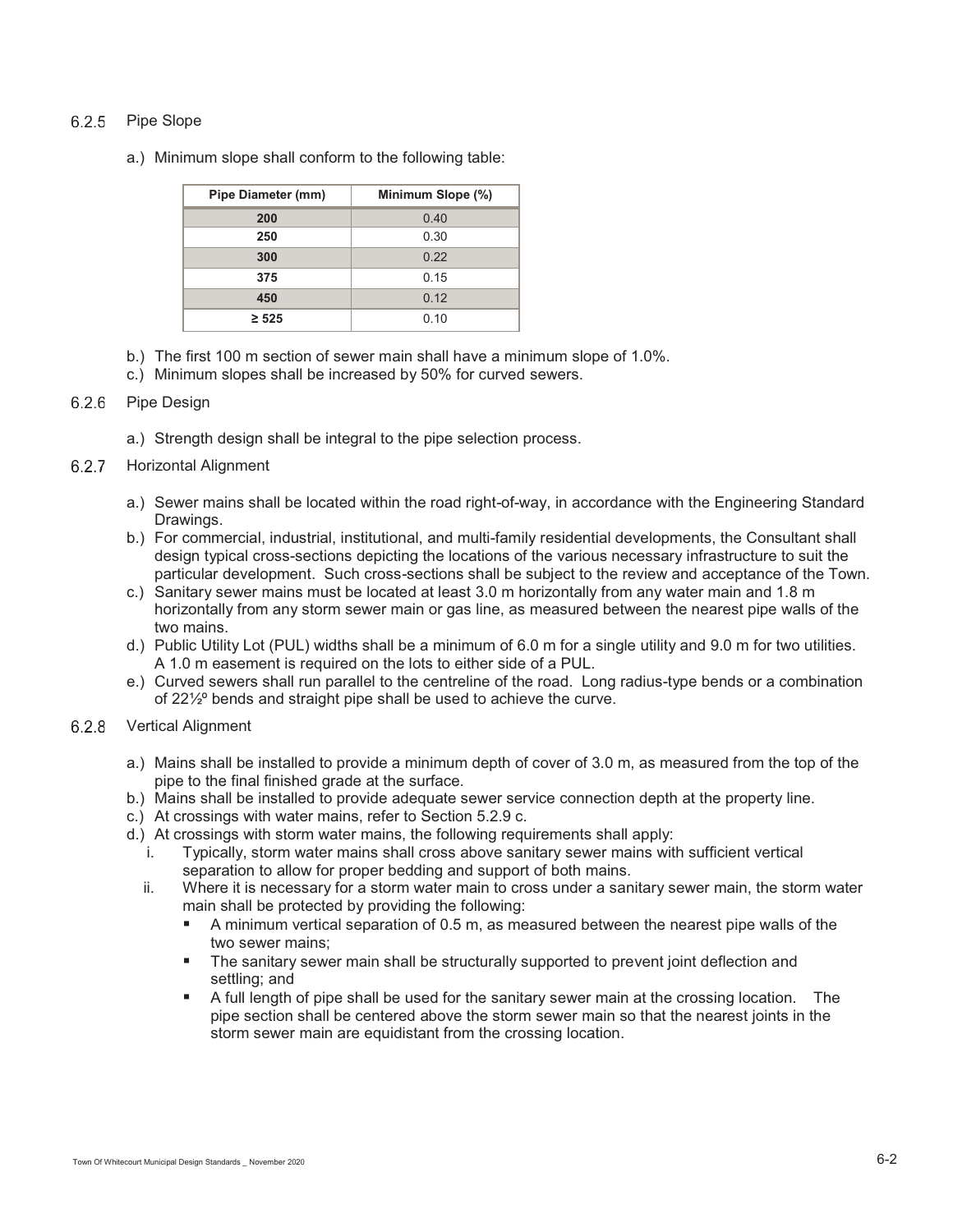### 6.2.5 Pipe Slope

a.) Minimum slope shall conform to the following table:

| Pipe Diameter (mm) | Minimum Slope (%) |
|---|---|
| **200** | 0.40 |
| **250** | 0.30 |
| **300** | 0.22 |
| **375** | 0.15 |
| **450** | 0.12 |
| **≥ 525** | 0.10 |

b.) The first 100 m section of sewer main shall have a minimum slope of 1.0%.

c.) Minimum slopes shall be increased by 50% for curved sewers.

### 6.2.6 Pipe Design

a.) Strength design shall be integral to the pipe selection process.

### 6.2.7 Horizontal Alignment

a.) Sewer mains shall be located within the road right-of-way, in accordance with the Engineering Standard Drawings.

b.) For commercial, industrial, institutional, and multi-family residential developments, the Consultant shall design typical cross-sections depicting the locations of the various necessary infrastructure to suit the particular development. Such cross-sections shall be subject to the review and acceptance of the Town.

c.) Sanitary sewer mains must be located at least 3.0 m horizontally from any water main and 1.8 m horizontally from any storm sewer main or gas line, as measured between the nearest pipe walls of the two mains.

d.) Public Utility Lot (PUL) widths shall be a minimum of 6.0 m for a single utility and 9.0 m for two utilities. A 1.0 m easement is required on the lots to either side of a PUL.

e.) Curved sewers shall run parallel to the centreline of the road. Long radius-type bends or a combination of 22½º bends and straight pipe shall be used to achieve the curve.

### 6.2.8 Vertical Alignment

a.) Mains shall be installed to provide a minimum depth of cover of 3.0 m, as measured from the top of the pipe to the final finished grade at the surface.

b.) Mains shall be installed to provide adequate sewer service connection depth at the property line.

c.) At crossings with water mains, refer to Section 5.2.9 c.

d.) At crossings with storm water mains, the following requirements shall apply:

i. Typically, storm water mains shall cross above sanitary sewer mains with sufficient vertical separation to allow for proper bedding and support of both mains.

ii. Where it is necessary for a storm water main to cross under a sanitary sewer main, the storm water main shall be protected by providing the following:

- A minimum vertical separation of 0.5 m, as measured between the nearest pipe walls of the two sewer mains;
- The sanitary sewer main shall be structurally supported to prevent joint deflection and settling; and
- A full length of pipe shall be used for the sanitary sewer main at the crossing location. The pipe section shall be centered above the storm sewer main so that the nearest joints in the storm sewer main are equidistant from the crossing location.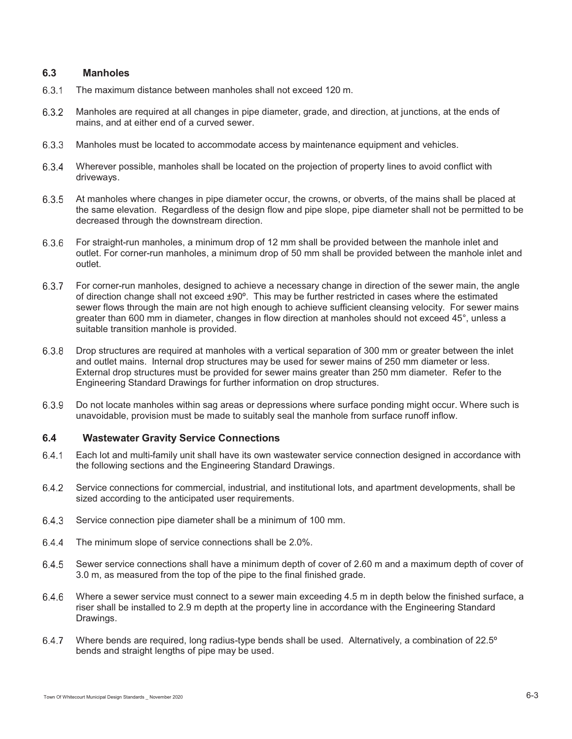## 6.3 Manholes

6.3.1 The maximum distance between manholes shall not exceed 120 m.

6.3.2 Manholes are required at all changes in pipe diameter, grade, and direction, at junctions, at the ends of mains, and at either end of a curved sewer.

6.3.3 Manholes must be located to accommodate access by maintenance equipment and vehicles.

6.3.4 Wherever possible, manholes shall be located on the projection of property lines to avoid conflict with driveways.

6.3.5 At manholes where changes in pipe diameter occur, the crowns, or obverts, of the mains shall be placed at the same elevation. Regardless of the design flow and pipe slope, pipe diameter shall not be permitted to be decreased through the downstream direction.

6.3.6 For straight-run manholes, a minimum drop of 12 mm shall be provided between the manhole inlet and outlet. For corner-run manholes, a minimum drop of 50 mm shall be provided between the manhole inlet and outlet.

6.3.7 For corner-run manholes, designed to achieve a necessary change in direction of the sewer main, the angle of direction change shall not exceed ±90º. This may be further restricted in cases where the estimated sewer flows through the main are not high enough to achieve sufficient cleansing velocity. For sewer mains greater than 600 mm in diameter, changes in flow direction at manholes should not exceed 45°, unless a suitable transition manhole is provided.

6.3.8 Drop structures are required at manholes with a vertical separation of 300 mm or greater between the inlet and outlet mains. Internal drop structures may be used for sewer mains of 250 mm diameter or less. External drop structures must be provided for sewer mains greater than 250 mm diameter. Refer to the Engineering Standard Drawings for further information on drop structures.

6.3.9 Do not locate manholes within sag areas or depressions where surface ponding might occur. Where such is unavoidable, provision must be made to suitably seal the manhole from surface runoff inflow.

## 6.4 Wastewater Gravity Service Connections

6.4.1 Each lot and multi-family unit shall have its own wastewater service connection designed in accordance with the following sections and the Engineering Standard Drawings.

6.4.2 Service connections for commercial, industrial, and institutional lots, and apartment developments, shall be sized according to the anticipated user requirements.

6.4.3 Service connection pipe diameter shall be a minimum of 100 mm.

6.4.4 The minimum slope of service connections shall be 2.0%.

6.4.5 Sewer service connections shall have a minimum depth of cover of 2.60 m and a maximum depth of cover of 3.0 m, as measured from the top of the pipe to the final finished grade.

6.4.6 Where a sewer service must connect to a sewer main exceeding 4.5 m in depth below the finished surface, a riser shall be installed to 2.9 m depth at the property line in accordance with the Engineering Standard Drawings.

6.4.7 Where bends are required, long radius-type bends shall be used. Alternatively, a combination of 22.5º bends and straight lengths of pipe may be used.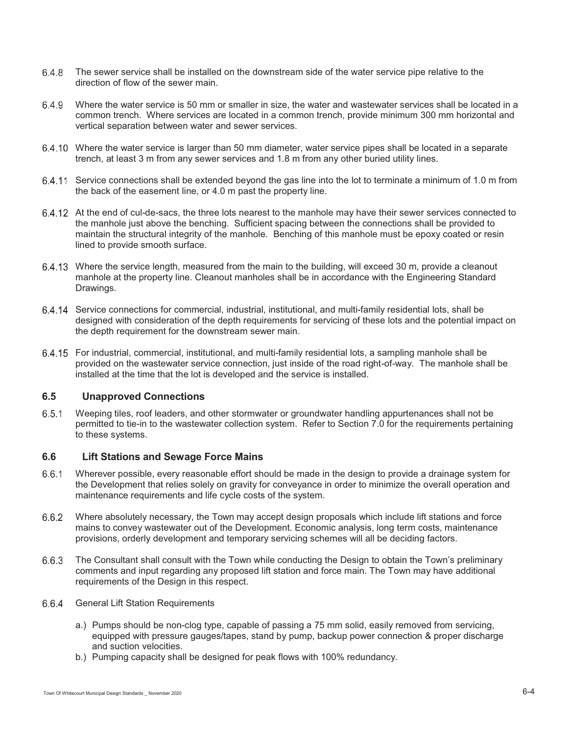6.4.8 The sewer service shall be installed on the downstream side of the water service pipe relative to the direction of flow of the sewer main.

6.4.9 Where the water service is 50 mm or smaller in size, the water and wastewater services shall be located in a common trench. Where services are located in a common trench, provide minimum 300 mm horizontal and vertical separation between water and sewer services.

6.4.10 Where the water service is larger than 50 mm diameter, water service pipes shall be located in a separate trench, at least 3 m from any sewer services and 1.8 m from any other buried utility lines.

6.4.11 Service connections shall be extended beyond the gas line into the lot to terminate a minimum of 1.0 m from the back of the easement line, or 4.0 m past the property line.

6.4.12 At the end of cul-de-sacs, the three lots nearest to the manhole may have their sewer services connected to the manhole just above the benching. Sufficient spacing between the connections shall be provided to maintain the structural integrity of the manhole. Benching of this manhole must be epoxy coated or resin lined to provide smooth surface.

6.4.13 Where the service length, measured from the main to the building, will exceed 30 m, provide a cleanout manhole at the property line. Cleanout manholes shall be in accordance with the Engineering Standard Drawings.

6.4.14 Service connections for commercial, industrial, institutional, and multi-family residential lots, shall be designed with consideration of the depth requirements for servicing of these lots and the potential impact on the depth requirement for the downstream sewer main.

6.4.15 For industrial, commercial, institutional, and multi-family residential lots, a sampling manhole shall be provided on the wastewater service connection, just inside of the road right-of-way. The manhole shall be installed at the time that the lot is developed and the service is installed.

## 6.5 Unapproved Connections

6.5.1 Weeping tiles, roof leaders, and other stormwater or groundwater handling appurtenances shall not be permitted to tie-in to the wastewater collection system. Refer to Section 7.0 for the requirements pertaining to these systems.

## 6.6 Lift Stations and Sewage Force Mains

6.6.1 Wherever possible, every reasonable effort should be made in the design to provide a drainage system for the Development that relies solely on gravity for conveyance in order to minimize the overall operation and maintenance requirements and life cycle costs of the system.

6.6.2 Where absolutely necessary, the Town may accept design proposals which include lift stations and force mains to convey wastewater out of the Development. Economic analysis, long term costs, maintenance provisions, orderly development and temporary servicing schemes will all be deciding factors.

6.6.3 The Consultant shall consult with the Town while conducting the Design to obtain the Town's preliminary comments and input regarding any proposed lift station and force main. The Town may have additional requirements of the Design in this respect.

6.6.4 General Lift Station Requirements

a.) Pumps should be non-clog type, capable of passing a 75 mm solid, easily removed from servicing, equipped with pressure gauges/tapes, stand by pump, backup power connection & proper discharge and suction velocities.

b.) Pumping capacity shall be designed for peak flows with 100% redundancy.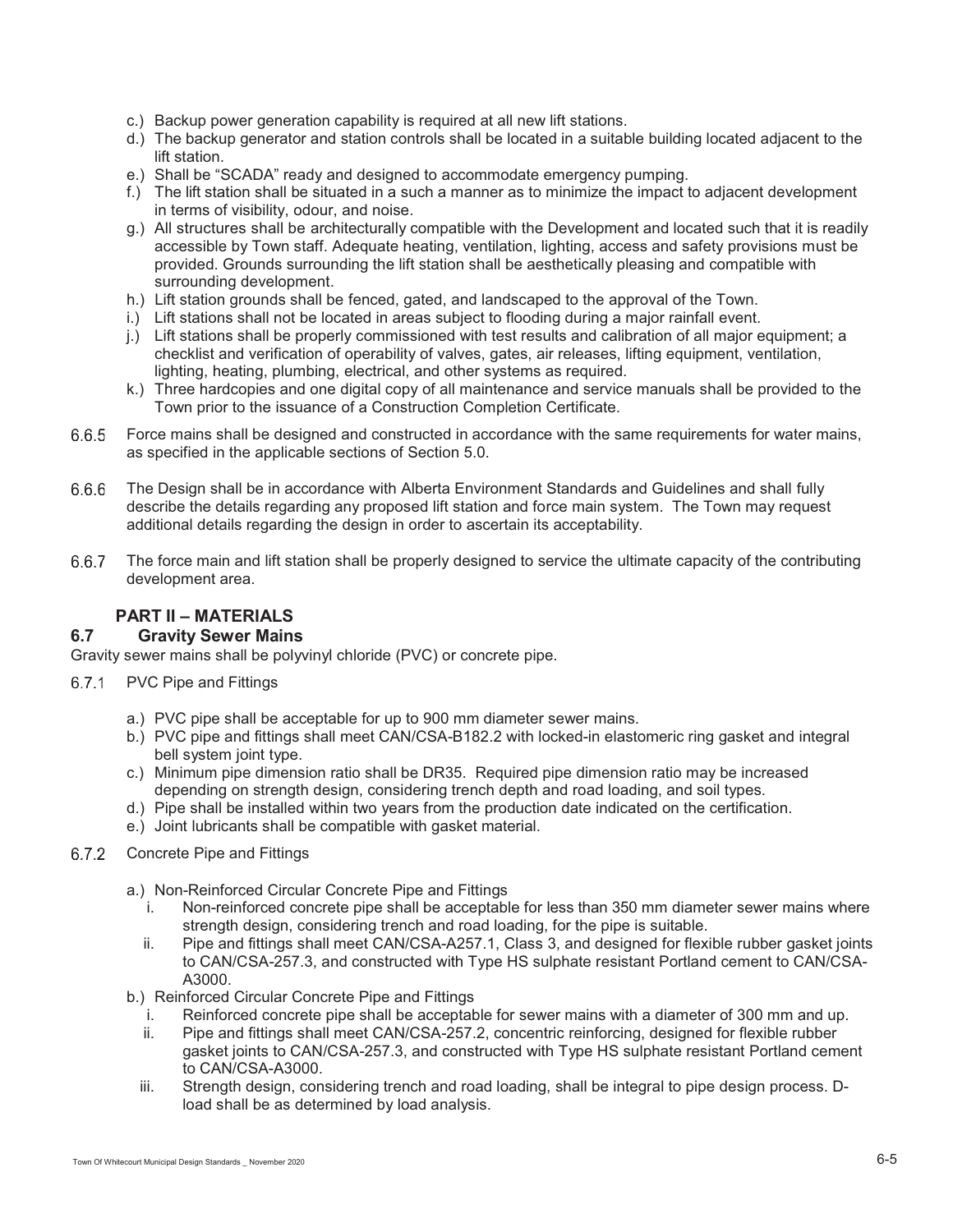c.) Backup power generation capability is required at all new lift stations.

d.) The backup generator and station controls shall be located in a suitable building located adjacent to the lift station.

e.) Shall be "SCADA" ready and designed to accommodate emergency pumping.

f.) The lift station shall be situated in a such a manner as to minimize the impact to adjacent development in terms of visibility, odour, and noise.

g.) All structures shall be architecturally compatible with the Development and located such that it is readily accessible by Town staff. Adequate heating, ventilation, lighting, access and safety provisions must be provided. Grounds surrounding the lift station shall be aesthetically pleasing and compatible with surrounding development.

h.) Lift station grounds shall be fenced, gated, and landscaped to the approval of the Town.

i.) Lift stations shall not be located in areas subject to flooding during a major rainfall event.

j.) Lift stations shall be properly commissioned with test results and calibration of all major equipment; a checklist and verification of operability of valves, gates, air releases, lifting equipment, ventilation, lighting, heating, plumbing, electrical, and other systems as required.

k.) Three hardcopies and one digital copy of all maintenance and service manuals shall be provided to the Town prior to the issuance of a Construction Completion Certificate.

6.6.5 Force mains shall be designed and constructed in accordance with the same requirements for water mains, as specified in the applicable sections of Section 5.0.

6.6.6 The Design shall be in accordance with Alberta Environment Standards and Guidelines and shall fully describe the details regarding any proposed lift station and force main system. The Town may request additional details regarding the design in order to ascertain its acceptability.

6.6.7 The force main and lift station shall be properly designed to service the ultimate capacity of the contributing development area.

## PART II – MATERIALS

### 6.7 Gravity Sewer Mains

Gravity sewer mains shall be polyvinyl chloride (PVC) or concrete pipe.

6.7.1 PVC Pipe and Fittings

a.) PVC pipe shall be acceptable for up to 900 mm diameter sewer mains.

b.) PVC pipe and fittings shall meet CAN/CSA-B182.2 with locked-in elastomeric ring gasket and integral bell system joint type.

c.) Minimum pipe dimension ratio shall be DR35. Required pipe dimension ratio may be increased depending on strength design, considering trench depth and road loading, and soil types.

d.) Pipe shall be installed within two years from the production date indicated on the certification.

e.) Joint lubricants shall be compatible with gasket material.

6.7.2 Concrete Pipe and Fittings

a.) Non-Reinforced Circular Concrete Pipe and Fittings
   i. Non-reinforced concrete pipe shall be acceptable for less than 350 mm diameter sewer mains where strength design, considering trench and road loading, for the pipe is suitable.
   ii. Pipe and fittings shall meet CAN/CSA-A257.1, Class 3, and designed for flexible rubber gasket joints to CAN/CSA-257.3, and constructed with Type HS sulphate resistant Portland cement to CAN/CSA-A3000.

b.) Reinforced Circular Concrete Pipe and Fittings
   i. Reinforced concrete pipe shall be acceptable for sewer mains with a diameter of 300 mm and up.
   ii. Pipe and fittings shall meet CAN/CSA-257.2, concentric reinforcing, designed for flexible rubber gasket joints to CAN/CSA-257.3, and constructed with Type HS sulphate resistant Portland cement to CAN/CSA-A3000.
   iii. Strength design, considering trench and road loading, shall be integral to pipe design process. D-load shall be as determined by load analysis.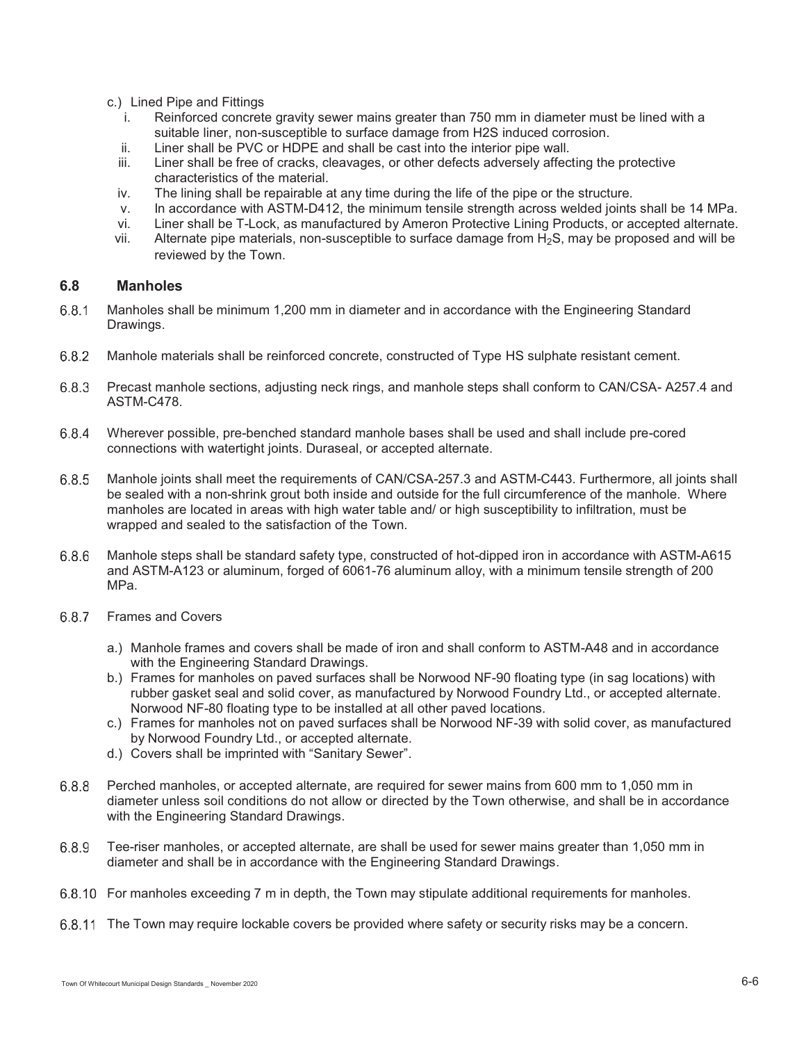c.) Lined Pipe and Fittings

i. Reinforced concrete gravity sewer mains greater than 750 mm in diameter must be lined with a suitable liner, non-susceptible to surface damage from H2S induced corrosion.
ii. Liner shall be PVC or HDPE and shall be cast into the interior pipe wall.
iii. Liner shall be free of cracks, cleavages, or other defects adversely affecting the protective characteristics of the material.
iv. The lining shall be repairable at any time during the life of the pipe or the structure.
v. In accordance with ASTM-D412, the minimum tensile strength across welded joints shall be 14 MPa.
vi. Liner shall be T-Lock, as manufactured by Ameron Protective Lining Products, or accepted alternate.
vii. Alternate pipe materials, non-susceptible to surface damage from $H_2S$, may be proposed and will be reviewed by the Town.

## 6.8 Manholes

6.8.1 Manholes shall be minimum 1,200 mm in diameter and in accordance with the Engineering Standard Drawings.

6.8.2 Manhole materials shall be reinforced concrete, constructed of Type HS sulphate resistant cement.

6.8.3 Precast manhole sections, adjusting neck rings, and manhole steps shall conform to CAN/CSA- A257.4 and ASTM-C478.

6.8.4 Wherever possible, pre-benched standard manhole bases shall be used and shall include pre-cored connections with watertight joints. Duraseal, or accepted alternate.

6.8.5 Manhole joints shall meet the requirements of CAN/CSA-257.3 and ASTM-C443. Furthermore, all joints shall be sealed with a non-shrink grout both inside and outside for the full circumference of the manhole. Where manholes are located in areas with high water table and/ or high susceptibility to infiltration, must be wrapped and sealed to the satisfaction of the Town.

6.8.6 Manhole steps shall be standard safety type, constructed of hot-dipped iron in accordance with ASTM-A615 and ASTM-A123 or aluminum, forged of 6061-76 aluminum alloy, with a minimum tensile strength of 200 MPa.

6.8.7 Frames and Covers

a.) Manhole frames and covers shall be made of iron and shall conform to ASTM-A48 and in accordance with the Engineering Standard Drawings.
b.) Frames for manholes on paved surfaces shall be Norwood NF-90 floating type (in sag locations) with rubber gasket seal and solid cover, as manufactured by Norwood Foundry Ltd., or accepted alternate. Norwood NF-80 floating type to be installed at all other paved locations.
c.) Frames for manholes not on paved surfaces shall be Norwood NF-39 with solid cover, as manufactured by Norwood Foundry Ltd., or accepted alternate.
d.) Covers shall be imprinted with "Sanitary Sewer".

6.8.8 Perched manholes, or accepted alternate, are required for sewer mains from 600 mm to 1,050 mm in diameter unless soil conditions do not allow or directed by the Town otherwise, and shall be in accordance with the Engineering Standard Drawings.

6.8.9 Tee-riser manholes, or accepted alternate, are shall be used for sewer mains greater than 1,050 mm in diameter and shall be in accordance with the Engineering Standard Drawings.

6.8.10 For manholes exceeding 7 m in depth, the Town may stipulate additional requirements for manholes.

6.8.11 The Town may require lockable covers be provided where safety or security risks may be a concern.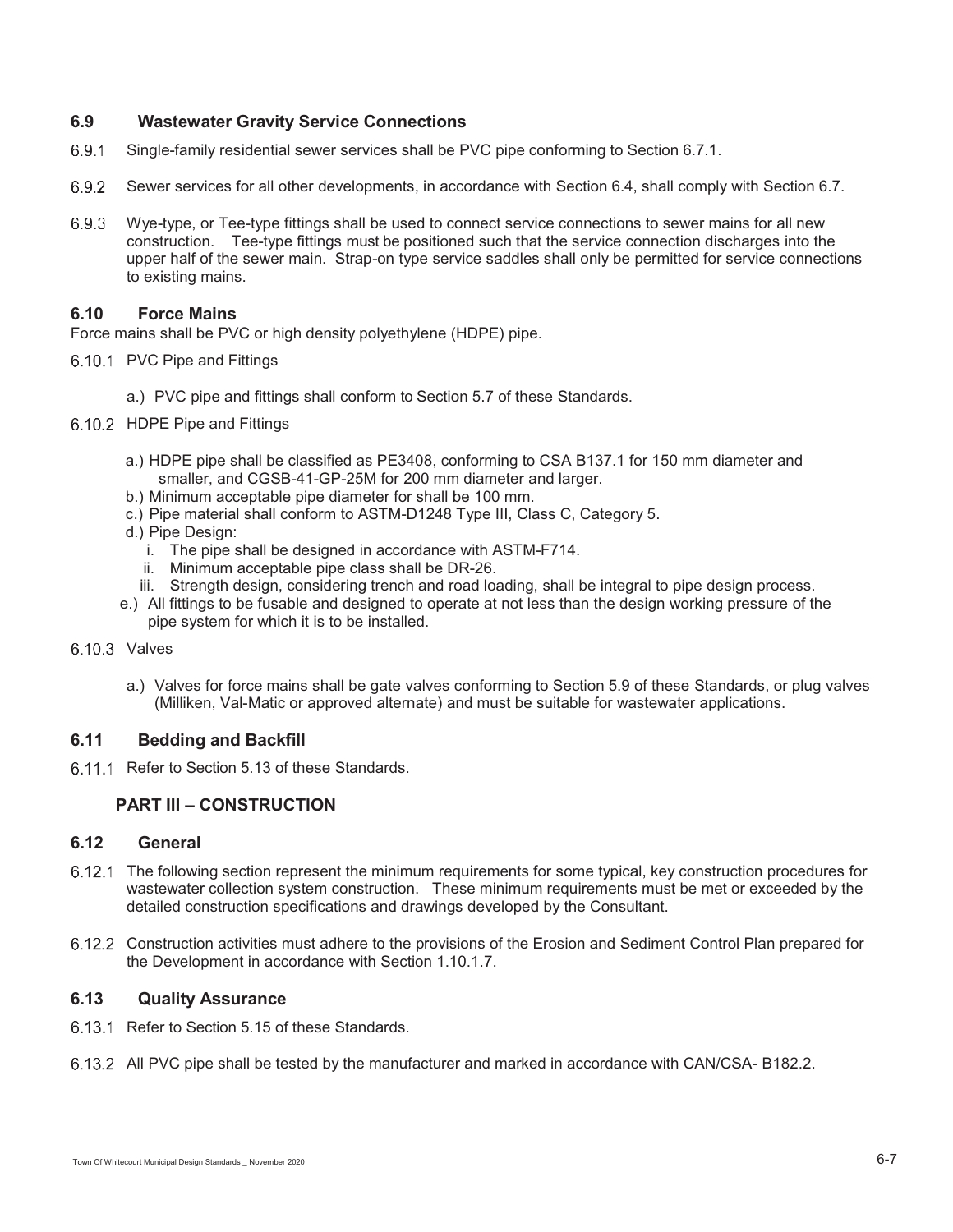## 6.9 Wastewater Gravity Service Connections

6.9.1 Single-family residential sewer services shall be PVC pipe conforming to Section 6.7.1.

6.9.2 Sewer services for all other developments, in accordance with Section 6.4, shall comply with Section 6.7.

6.9.3 Wye-type, or Tee-type fittings shall be used to connect service connections to sewer mains for all new construction. Tee-type fittings must be positioned such that the service connection discharges into the upper half of the sewer main. Strap-on type service saddles shall only be permitted for service connections to existing mains.

## 6.10 Force Mains

Force mains shall be PVC or high density polyethylene (HDPE) pipe.

6.10.1 PVC Pipe and Fittings

a.) PVC pipe and fittings shall conform to Section 5.7 of these Standards.

6.10.2 HDPE Pipe and Fittings

a.) HDPE pipe shall be classified as PE3408, conforming to CSA B137.1 for 150 mm diameter and smaller, and CGSB-41-GP-25M for 200 mm diameter and larger.
b.) Minimum acceptable pipe diameter for shall be 100 mm.
c.) Pipe material shall conform to ASTM-D1248 Type III, Class C, Category 5.
d.) Pipe Design:
   i. The pipe shall be designed in accordance with ASTM-F714.
   ii. Minimum acceptable pipe class shall be DR-26.
   iii. Strength design, considering trench and road loading, shall be integral to pipe design process.
e.) All fittings to be fusable and designed to operate at not less than the design working pressure of the pipe system for which it is to be installed.

6.10.3 Valves

a.) Valves for force mains shall be gate valves conforming to Section 5.9 of these Standards, or plug valves (Milliken, Val-Matic or approved alternate) and must be suitable for wastewater applications.

## 6.11 Bedding and Backfill

6.11.1 Refer to Section 5.13 of these Standards.

# PART III – CONSTRUCTION

## 6.12 General

6.12.1 The following section represent the minimum requirements for some typical, key construction procedures for wastewater collection system construction. These minimum requirements must be met or exceeded by the detailed construction specifications and drawings developed by the Consultant.

6.12.2 Construction activities must adhere to the provisions of the Erosion and Sediment Control Plan prepared for the Development in accordance with Section 1.10.1.7.

## 6.13 Quality Assurance

6.13.1 Refer to Section 5.15 of these Standards.

6.13.2 All PVC pipe shall be tested by the manufacturer and marked in accordance with CAN/CSA- B182.2.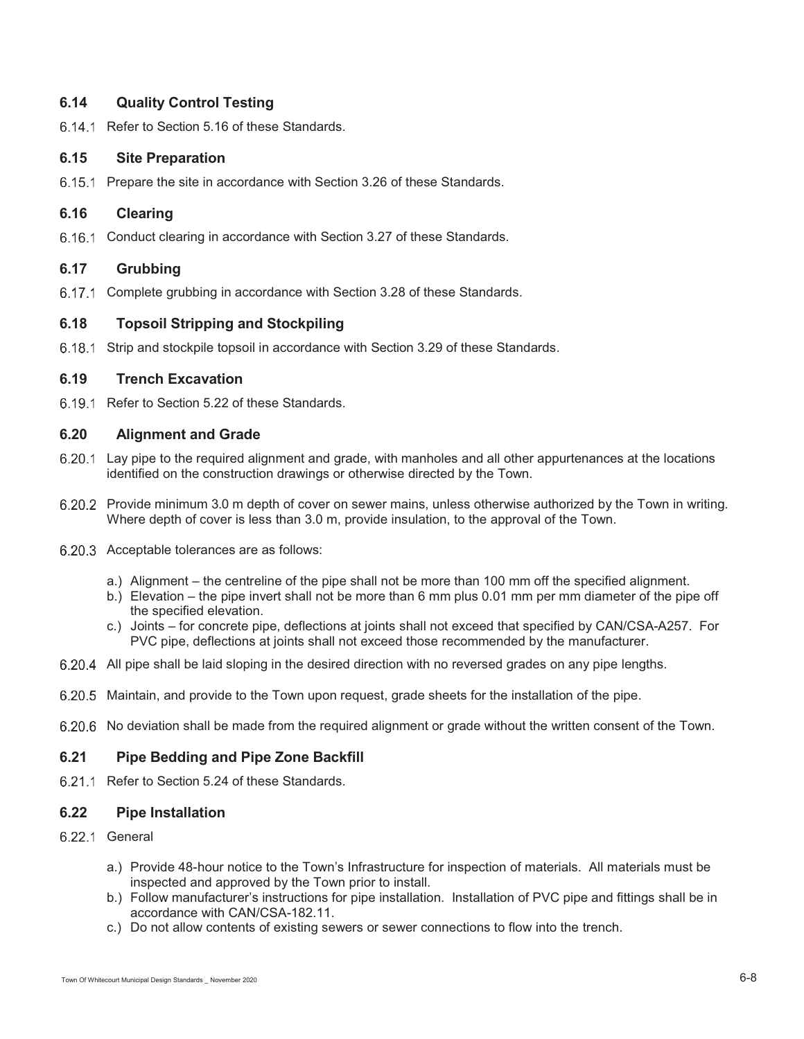## 6.14 Quality Control Testing

6.14.1 Refer to Section 5.16 of these Standards.

## 6.15 Site Preparation

6.15.1 Prepare the site in accordance with Section 3.26 of these Standards.

## 6.16 Clearing

6.16.1 Conduct clearing in accordance with Section 3.27 of these Standards.

## 6.17 Grubbing

6.17.1 Complete grubbing in accordance with Section 3.28 of these Standards.

## 6.18 Topsoil Stripping and Stockpiling

6.18.1 Strip and stockpile topsoil in accordance with Section 3.29 of these Standards.

## 6.19 Trench Excavation

6.19.1 Refer to Section 5.22 of these Standards.

## 6.20 Alignment and Grade

6.20.1 Lay pipe to the required alignment and grade, with manholes and all other appurtenances at the locations identified on the construction drawings or otherwise directed by the Town.

6.20.2 Provide minimum 3.0 m depth of cover on sewer mains, unless otherwise authorized by the Town in writing. Where depth of cover is less than 3.0 m, provide insulation, to the approval of the Town.

6.20.3 Acceptable tolerances are as follows:

a.) Alignment – the centreline of the pipe shall not be more than 100 mm off the specified alignment.
b.) Elevation – the pipe invert shall not be more than 6 mm plus 0.01 mm per mm diameter of the pipe off the specified elevation.
c.) Joints – for concrete pipe, deflections at joints shall not exceed that specified by CAN/CSA-A257. For PVC pipe, deflections at joints shall not exceed those recommended by the manufacturer.

6.20.4 All pipe shall be laid sloping in the desired direction with no reversed grades on any pipe lengths.

6.20.5 Maintain, and provide to the Town upon request, grade sheets for the installation of the pipe.

6.20.6 No deviation shall be made from the required alignment or grade without the written consent of the Town.

## 6.21 Pipe Bedding and Pipe Zone Backfill

6.21.1 Refer to Section 5.24 of these Standards.

## 6.22 Pipe Installation

6.22.1 General

a.) Provide 48-hour notice to the Town's Infrastructure for inspection of materials. All materials must be inspected and approved by the Town prior to install.
b.) Follow manufacturer's instructions for pipe installation. Installation of PVC pipe and fittings shall be in accordance with CAN/CSA-182.11.
c.) Do not allow contents of existing sewers or sewer connections to flow into the trench.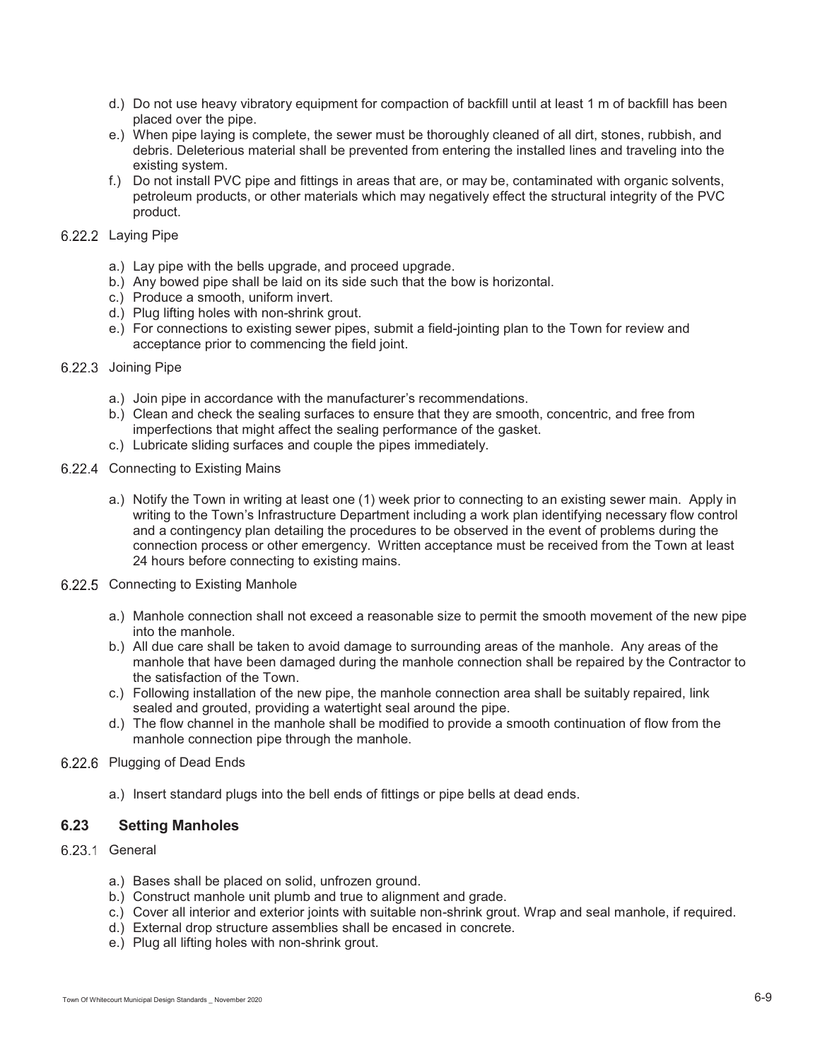d.) Do not use heavy vibratory equipment for compaction of backfill until at least 1 m of backfill has been placed over the pipe.

e.) When pipe laying is complete, the sewer must be thoroughly cleaned of all dirt, stones, rubbish, and debris. Deleterious material shall be prevented from entering the installed lines and traveling into the existing system.

f.) Do not install PVC pipe and fittings in areas that are, or may be, contaminated with organic solvents, petroleum products, or other materials which may negatively effect the structural integrity of the PVC product.

#### 6.22.2 Laying Pipe

a.) Lay pipe with the bells upgrade, and proceed upgrade.

b.) Any bowed pipe shall be laid on its side such that the bow is horizontal.

c.) Produce a smooth, uniform invert.

d.) Plug lifting holes with non-shrink grout.

e.) For connections to existing sewer pipes, submit a field-jointing plan to the Town for review and acceptance prior to commencing the field joint.

#### 6.22.3 Joining Pipe

a.) Join pipe in accordance with the manufacturer's recommendations.

b.) Clean and check the sealing surfaces to ensure that they are smooth, concentric, and free from imperfections that might affect the sealing performance of the gasket.

c.) Lubricate sliding surfaces and couple the pipes immediately.

#### 6.22.4 Connecting to Existing Mains

a.) Notify the Town in writing at least one (1) week prior to connecting to an existing sewer main. Apply in writing to the Town's Infrastructure Department including a work plan identifying necessary flow control and a contingency plan detailing the procedures to be observed in the event of problems during the connection process or other emergency. Written acceptance must be received from the Town at least 24 hours before connecting to existing mains.

#### 6.22.5 Connecting to Existing Manhole

a.) Manhole connection shall not exceed a reasonable size to permit the smooth movement of the new pipe into the manhole.

b.) All due care shall be taken to avoid damage to surrounding areas of the manhole. Any areas of the manhole that have been damaged during the manhole connection shall be repaired by the Contractor to the satisfaction of the Town.

c.) Following installation of the new pipe, the manhole connection area shall be suitably repaired, link sealed and grouted, providing a watertight seal around the pipe.

d.) The flow channel in the manhole shall be modified to provide a smooth continuation of flow from the manhole connection pipe through the manhole.

#### 6.22.6 Plugging of Dead Ends

a.) Insert standard plugs into the bell ends of fittings or pipe bells at dead ends.

## 6.23 Setting Manholes

#### 6.23.1 General

a.) Bases shall be placed on solid, unfrozen ground.

b.) Construct manhole unit plumb and true to alignment and grade.

c.) Cover all interior and exterior joints with suitable non-shrink grout. Wrap and seal manhole, if required.

d.) External drop structure assemblies shall be encased in concrete.

e.) Plug all lifting holes with non-shrink grout.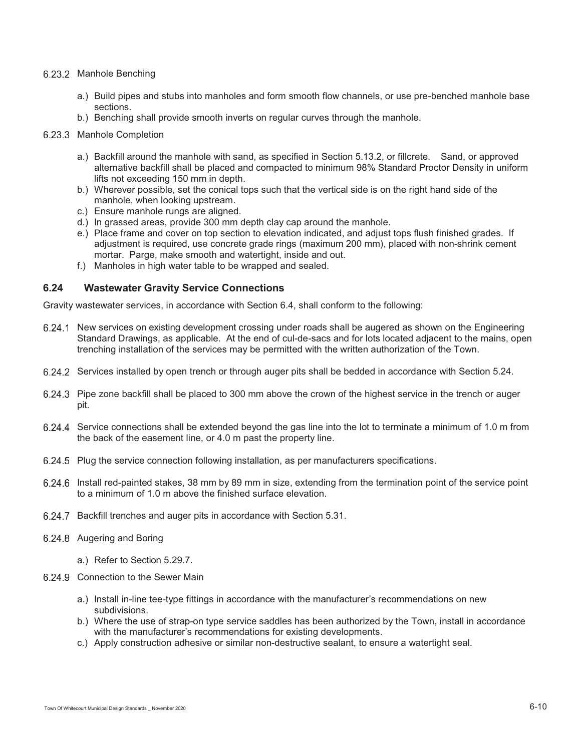6.23.2 Manhole Benching

a.) Build pipes and stubs into manholes and form smooth flow channels, or use pre-benched manhole base sections.
b.) Benching shall provide smooth inverts on regular curves through the manhole.

6.23.3 Manhole Completion

a.) Backfill around the manhole with sand, as specified in Section 5.13.2, or fillcrete. Sand, or approved alternative backfill shall be placed and compacted to minimum 98% Standard Proctor Density in uniform lifts not exceeding 150 mm in depth.
b.) Wherever possible, set the conical tops such that the vertical side is on the right hand side of the manhole, when looking upstream.
c.) Ensure manhole rungs are aligned.
d.) In grassed areas, provide 300 mm depth clay cap around the manhole.
e.) Place frame and cover on top section to elevation indicated, and adjust tops flush finished grades. If adjustment is required, use concrete grade rings (maximum 200 mm), placed with non-shrink cement mortar. Parge, make smooth and watertight, inside and out.
f.) Manholes in high water table to be wrapped and sealed.

## 6.24 Wastewater Gravity Service Connections

Gravity wastewater services, in accordance with Section 6.4, shall conform to the following:

6.24.1 New services on existing development crossing under roads shall be augered as shown on the Engineering Standard Drawings, as applicable. At the end of cul-de-sacs and for lots located adjacent to the mains, open trenching installation of the services may be permitted with the written authorization of the Town.

6.24.2 Services installed by open trench or through auger pits shall be bedded in accordance with Section 5.24.

6.24.3 Pipe zone backfill shall be placed to 300 mm above the crown of the highest service in the trench or auger pit.

6.24.4 Service connections shall be extended beyond the gas line into the lot to terminate a minimum of 1.0 m from the back of the easement line, or 4.0 m past the property line.

6.24.5 Plug the service connection following installation, as per manufacturers specifications.

6.24.6 Install red-painted stakes, 38 mm by 89 mm in size, extending from the termination point of the service point to a minimum of 1.0 m above the finished surface elevation.

6.24.7 Backfill trenches and auger pits in accordance with Section 5.31.

6.24.8 Augering and Boring

a.) Refer to Section 5.29.7.

6.24.9 Connection to the Sewer Main

a.) Install in-line tee-type fittings in accordance with the manufacturer's recommendations on new subdivisions.
b.) Where the use of strap-on type service saddles has been authorized by the Town, install in accordance with the manufacturer's recommendations for existing developments.
c.) Apply construction adhesive or similar non-destructive sealant, to ensure a watertight seal.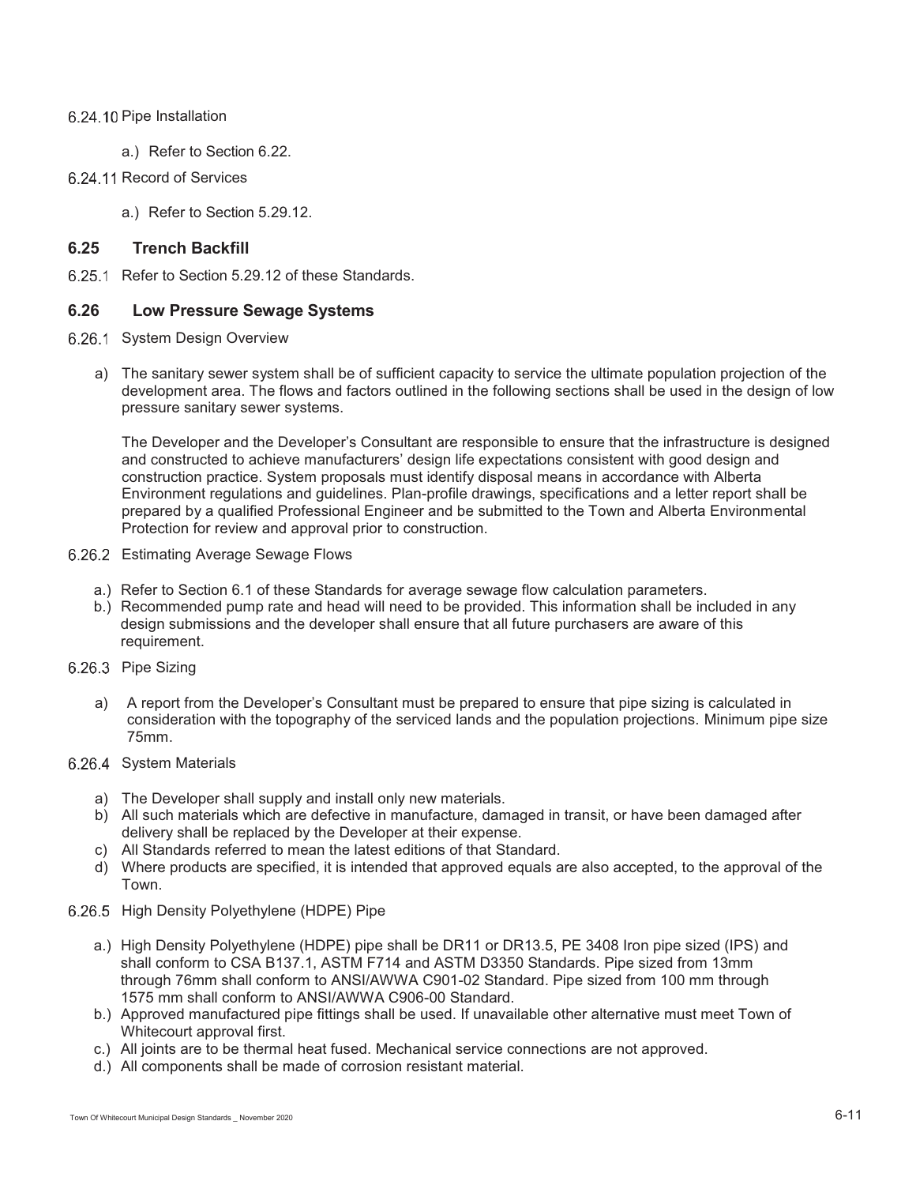6.24.10 Pipe Installation

a.) Refer to Section 6.22.

6.24.11 Record of Services

a.) Refer to Section 5.29.12.

## 6.25 Trench Backfill

6.25.1 Refer to Section 5.29.12 of these Standards.

## 6.26 Low Pressure Sewage Systems

6.26.1 System Design Overview

a) The sanitary sewer system shall be of sufficient capacity to service the ultimate population projection of the development area. The flows and factors outlined in the following sections shall be used in the design of low pressure sanitary sewer systems.

The Developer and the Developer's Consultant are responsible to ensure that the infrastructure is designed and constructed to achieve manufacturers' design life expectations consistent with good design and construction practice. System proposals must identify disposal means in accordance with Alberta Environment regulations and guidelines. Plan-profile drawings, specifications and a letter report shall be prepared by a qualified Professional Engineer and be submitted to the Town and Alberta Environmental Protection for review and approval prior to construction.

6.26.2 Estimating Average Sewage Flows

a.) Refer to Section 6.1 of these Standards for average sewage flow calculation parameters.
b.) Recommended pump rate and head will need to be provided. This information shall be included in any design submissions and the developer shall ensure that all future purchasers are aware of this requirement.

6.26.3 Pipe Sizing

a) A report from the Developer's Consultant must be prepared to ensure that pipe sizing is calculated in consideration with the topography of the serviced lands and the population projections. Minimum pipe size 75mm.

6.26.4 System Materials

a) The Developer shall supply and install only new materials.
b) All such materials which are defective in manufacture, damaged in transit, or have been damaged after delivery shall be replaced by the Developer at their expense.
c) All Standards referred to mean the latest editions of that Standard.
d) Where products are specified, it is intended that approved equals are also accepted, to the approval of the Town.

6.26.5 High Density Polyethylene (HDPE) Pipe

a.) High Density Polyethylene (HDPE) pipe shall be DR11 or DR13.5, PE 3408 Iron pipe sized (IPS) and shall conform to CSA B137.1, ASTM F714 and ASTM D3350 Standards. Pipe sized from 13mm through 76mm shall conform to ANSI/AWWA C901-02 Standard. Pipe sized from 100 mm through 1575 mm shall conform to ANSI/AWWA C906-00 Standard.
b.) Approved manufactured pipe fittings shall be used. If unavailable other alternative must meet Town of Whitecourt approval first.
c.) All joints are to be thermal heat fused. Mechanical service connections are not approved.
d.) All components shall be made of corrosion resistant material.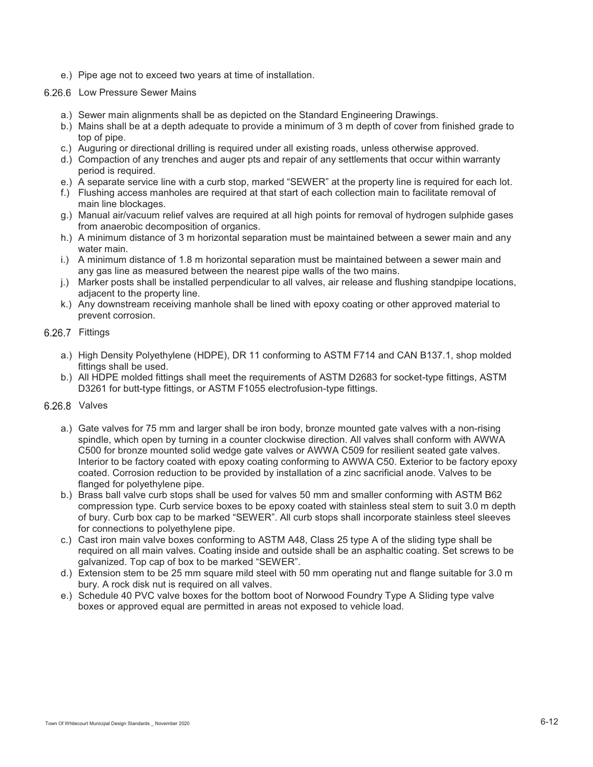e.) Pipe age not to exceed two years at time of installation.

### 6.26.6 Low Pressure Sewer Mains

a.) Sewer main alignments shall be as depicted on the Standard Engineering Drawings.

b.) Mains shall be at a depth adequate to provide a minimum of 3 m depth of cover from finished grade to top of pipe.

c.) Auguring or directional drilling is required under all existing roads, unless otherwise approved.

d.) Compaction of any trenches and auger pts and repair of any settlements that occur within warranty period is required.

e.) A separate service line with a curb stop, marked “SEWER” at the property line is required for each lot.

f.) Flushing access manholes are required at that start of each collection main to facilitate removal of main line blockages.

g.) Manual air/vacuum relief valves are required at all high points for removal of hydrogen sulphide gases from anaerobic decomposition of organics.

h.) A minimum distance of 3 m horizontal separation must be maintained between a sewer main and any water main.

i.) A minimum distance of 1.8 m horizontal separation must be maintained between a sewer main and any gas line as measured between the nearest pipe walls of the two mains.

j.) Marker posts shall be installed perpendicular to all valves, air release and flushing standpipe locations, adjacent to the property line.

k.) Any downstream receiving manhole shall be lined with epoxy coating or other approved material to prevent corrosion.

### 6.26.7 Fittings

a.) High Density Polyethylene (HDPE), DR 11 conforming to ASTM F714 and CAN B137.1, shop molded fittings shall be used.

b.) All HDPE molded fittings shall meet the requirements of ASTM D2683 for socket-type fittings, ASTM D3261 for butt-type fittings, or ASTM F1055 electrofusion-type fittings.

### 6.26.8 Valves

a.) Gate valves for 75 mm and larger shall be iron body, bronze mounted gate valves with a non-rising spindle, which open by turning in a counter clockwise direction. All valves shall conform with AWWA C500 for bronze mounted solid wedge gate valves or AWWA C509 for resilient seated gate valves. Interior to be factory coated with epoxy coating conforming to AWWA C50. Exterior to be factory epoxy coated. Corrosion reduction to be provided by installation of a zinc sacrificial anode. Valves to be flanged for polyethylene pipe.

b.) Brass ball valve curb stops shall be used for valves 50 mm and smaller conforming with ASTM B62 compression type. Curb service boxes to be epoxy coated with stainless steal stem to suit 3.0 m depth of bury. Curb box cap to be marked “SEWER”. All curb stops shall incorporate stainless steel sleeves for connections to polyethylene pipe.

c.) Cast iron main valve boxes conforming to ASTM A48, Class 25 type A of the sliding type shall be required on all main valves. Coating inside and outside shall be an asphaltic coating. Set screws to be galvanized. Top cap of box to be marked “SEWER”.

d.) Extension stem to be 25 mm square mild steel with 50 mm operating nut and flange suitable for 3.0 m bury. A rock disk nut is required on all valves.

e.) Schedule 40 PVC valve boxes for the bottom boot of Norwood Foundry Type A Sliding type valve boxes or approved equal are permitted in areas not exposed to vehicle load.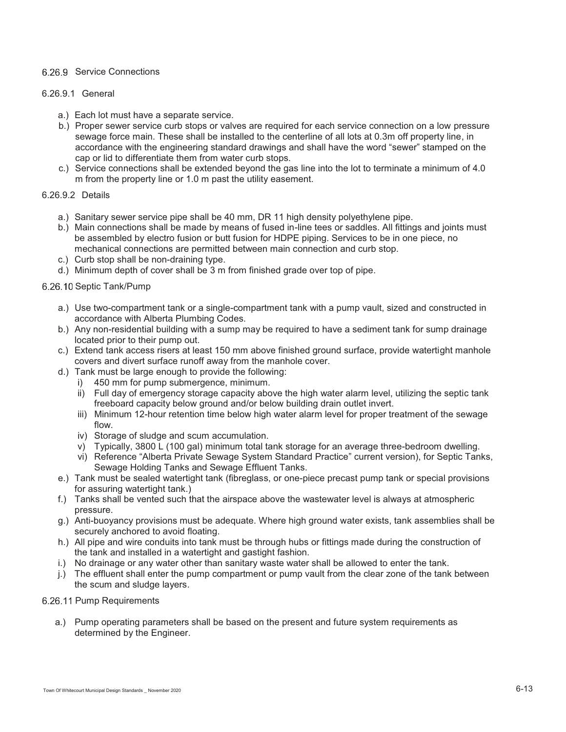### 6.26.9 Service Connections

#### 6.26.9.1 General

a.) Each lot must have a separate service.

b.) Proper sewer service curb stops or valves are required for each service connection on a low pressure sewage force main. These shall be installed to the centerline of all lots at 0.3m off property line, in accordance with the engineering standard drawings and shall have the word "sewer" stamped on the cap or lid to differentiate them from water curb stops.

c.) Service connections shall be extended beyond the gas line into the lot to terminate a minimum of 4.0 m from the property line or 1.0 m past the utility easement.

#### 6.26.9.2 Details

a.) Sanitary sewer service pipe shall be 40 mm, DR 11 high density polyethylene pipe.

b.) Main connections shall be made by means of fused in-line tees or saddles. All fittings and joints must be assembled by electro fusion or butt fusion for HDPE piping. Services to be in one piece, no mechanical connections are permitted between main connection and curb stop.

c.) Curb stop shall be non-draining type.

d.) Minimum depth of cover shall be 3 m from finished grade over top of pipe.

### 6.26.10 Septic Tank/Pump

a.) Use two-compartment tank or a single-compartment tank with a pump vault, sized and constructed in accordance with Alberta Plumbing Codes.

b.) Any non-residential building with a sump may be required to have a sediment tank for sump drainage located prior to their pump out.

c.) Extend tank access risers at least 150 mm above finished ground surface, provide watertight manhole covers and divert surface runoff away from the manhole cover.

d.) Tank must be large enough to provide the following:

  i) 450 mm for pump submergence, minimum.
  
  ii) Full day of emergency storage capacity above the high water alarm level, utilizing the septic tank freeboard capacity below ground and/or below building drain outlet invert.
  
  iii) Minimum 12-hour retention time below high water alarm level for proper treatment of the sewage flow.
  
  iv) Storage of sludge and scum accumulation.
  
  v) Typically, 3800 L (100 gal) minimum total tank storage for an average three-bedroom dwelling.
  
  vi) Reference "Alberta Private Sewage System Standard Practice" current version), for Septic Tanks, Sewage Holding Tanks and Sewage Effluent Tanks.

e.) Tank must be sealed watertight tank (fibreglass, or one-piece precast pump tank or special provisions for assuring watertight tank.)

f.) Tanks shall be vented such that the airspace above the wastewater level is always at atmospheric pressure.

g.) Anti-buoyancy provisions must be adequate. Where high ground water exists, tank assemblies shall be securely anchored to avoid floating.

h.) All pipe and wire conduits into tank must be through hubs or fittings made during the construction of the tank and installed in a watertight and gastight fashion.

i.) No drainage or any water other than sanitary waste water shall be allowed to enter the tank.

j.) The effluent shall enter the pump compartment or pump vault from the clear zone of the tank between the scum and sludge layers.

### 6.26.11 Pump Requirements

a.) Pump operating parameters shall be based on the present and future system requirements as determined by the Engineer.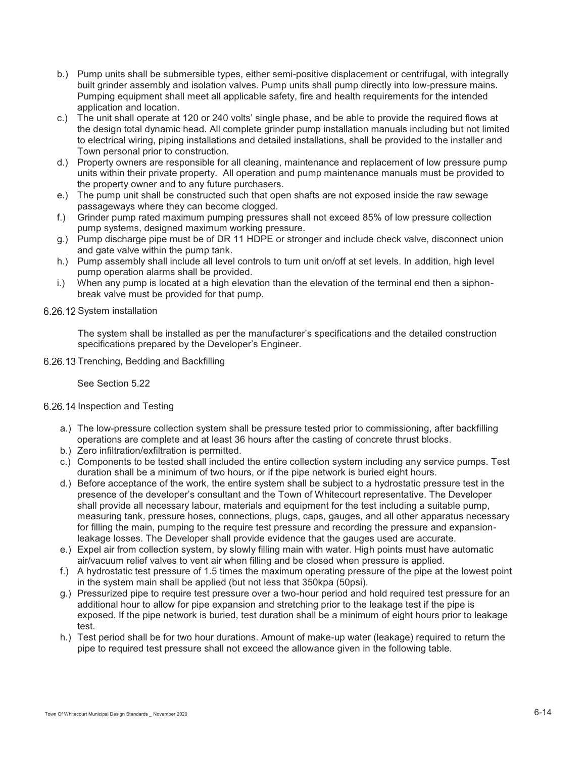b.) Pump units shall be submersible types, either semi-positive displacement or centrifugal, with integrally built grinder assembly and isolation valves. Pump units shall pump directly into low-pressure mains. Pumping equipment shall meet all applicable safety, fire and health requirements for the intended application and location.

c.) The unit shall operate at 120 or 240 volts' single phase, and be able to provide the required flows at the design total dynamic head. All complete grinder pump installation manuals including but not limited to electrical wiring, piping installations and detailed installations, shall be provided to the installer and Town personal prior to construction.

d.) Property owners are responsible for all cleaning, maintenance and replacement of low pressure pump units within their private property. All operation and pump maintenance manuals must be provided to the property owner and to any future purchasers.

e.) The pump unit shall be constructed such that open shafts are not exposed inside the raw sewage passageways where they can become clogged.

f.) Grinder pump rated maximum pumping pressures shall not exceed 85% of low pressure collection pump systems, designed maximum working pressure.

g.) Pump discharge pipe must be of DR 11 HDPE or stronger and include check valve, disconnect union and gate valve within the pump tank.

h.) Pump assembly shall include all level controls to turn unit on/off at set levels. In addition, high level pump operation alarms shall be provided.

i.) When any pump is located at a high elevation than the elevation of the terminal end then a siphon-break valve must be provided for that pump.

### 6.26.12 System installation

The system shall be installed as per the manufacturer's specifications and the detailed construction specifications prepared by the Developer's Engineer.

### 6.26.13 Trenching, Bedding and Backfilling

See Section 5.22

### 6.26.14 Inspection and Testing

a.) The low-pressure collection system shall be pressure tested prior to commissioning, after backfilling operations are complete and at least 36 hours after the casting of concrete thrust blocks.

b.) Zero infiltration/exfiltration is permitted.

c.) Components to be tested shall included the entire collection system including any service pumps. Test duration shall be a minimum of two hours, or if the pipe network is buried eight hours.

d.) Before acceptance of the work, the entire system shall be subject to a hydrostatic pressure test in the presence of the developer's consultant and the Town of Whitecourt representative. The Developer shall provide all necessary labour, materials and equipment for the test including a suitable pump, measuring tank, pressure hoses, connections, plugs, caps, gauges, and all other apparatus necessary for filling the main, pumping to the require test pressure and recording the pressure and expansion-leakage losses. The Developer shall provide evidence that the gauges used are accurate.

e.) Expel air from collection system, by slowly filling main with water. High points must have automatic air/vacuum relief valves to vent air when filling and be closed when pressure is applied.

f.) A hydrostatic test pressure of 1.5 times the maximum operating pressure of the pipe at the lowest point in the system main shall be applied (but not less that 350kpa (50psi).

g.) Pressurized pipe to require test pressure over a two-hour period and hold required test pressure for an additional hour to allow for pipe expansion and stretching prior to the leakage test if the pipe is exposed. If the pipe network is buried, test duration shall be a minimum of eight hours prior to leakage test.

h.) Test period shall be for two hour durations. Amount of make-up water (leakage) required to return the pipe to required test pressure shall not exceed the allowance given in the following table.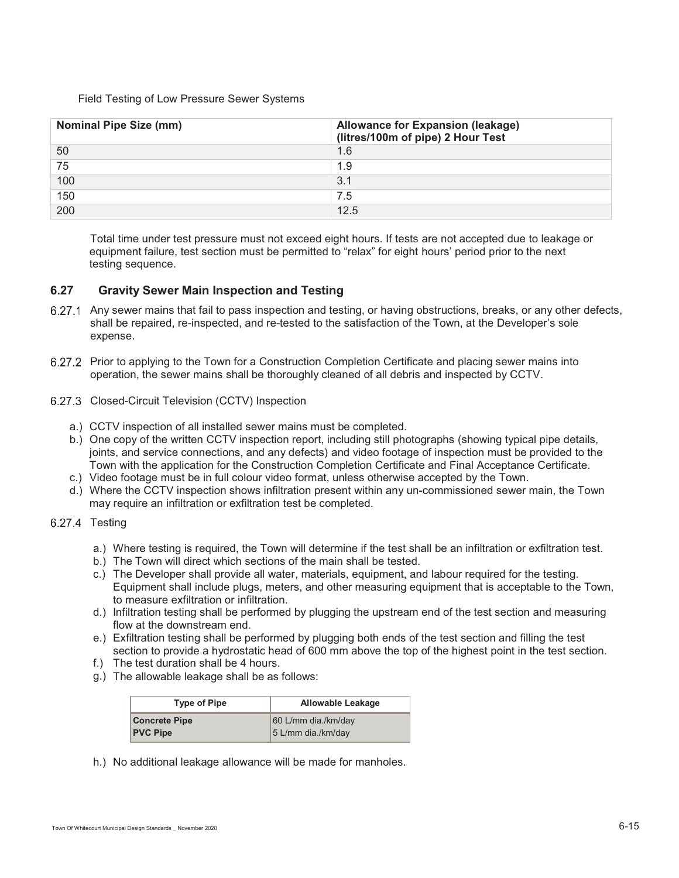Field Testing of Low Pressure Sewer Systems

| Nominal Pipe Size (mm) | Allowance for Expansion (leakage) (litres/100m of pipe) 2 Hour Test |
|---|---|
| 50 | 1.6 |
| 75 | 1.9 |
| 100 | 3.1 |
| 150 | 7.5 |
| 200 | 12.5 |

Total time under test pressure must not exceed eight hours. If tests are not accepted due to leakage or equipment failure, test section must be permitted to “relax” for eight hours’ period prior to the next testing sequence.

## 6.27 Gravity Sewer Main Inspection and Testing

6.27.1 Any sewer mains that fail to pass inspection and testing, or having obstructions, breaks, or any other defects, shall be repaired, re-inspected, and re-tested to the satisfaction of the Town, at the Developer’s sole expense.

6.27.2 Prior to applying to the Town for a Construction Completion Certificate and placing sewer mains into operation, the sewer mains shall be thoroughly cleaned of all debris and inspected by CCTV.

6.27.3 Closed-Circuit Television (CCTV) Inspection

a.) CCTV inspection of all installed sewer mains must be completed.
b.) One copy of the written CCTV inspection report, including still photographs (showing typical pipe details, joints, and service connections, and any defects) and video footage of inspection must be provided to the Town with the application for the Construction Completion Certificate and Final Acceptance Certificate.
c.) Video footage must be in full colour video format, unless otherwise accepted by the Town.
d.) Where the CCTV inspection shows infiltration present within any un-commissioned sewer main, the Town may require an infiltration or exfiltration test be completed.

6.27.4 Testing

a.) Where testing is required, the Town will determine if the test shall be an infiltration or exfiltration test.
b.) The Town will direct which sections of the main shall be tested.
c.) The Developer shall provide all water, materials, equipment, and labour required for the testing. Equipment shall include plugs, meters, and other measuring equipment that is acceptable to the Town, to measure exfiltration or infiltration.
d.) Infiltration testing shall be performed by plugging the upstream end of the test section and measuring flow at the downstream end.
e.) Exfiltration testing shall be performed by plugging both ends of the test section and filling the test section to provide a hydrostatic head of 600 mm above the top of the highest point in the test section.
f.) The test duration shall be 4 hours.
g.) The allowable leakage shall be as follows:

| Type of Pipe | Allowable Leakage |
|---|---|
| **Concrete Pipe** | 60 L/mm dia./km/day |
| **PVC Pipe** | 5 L/mm dia./km/day |

h.) No additional leakage allowance will be made for manholes.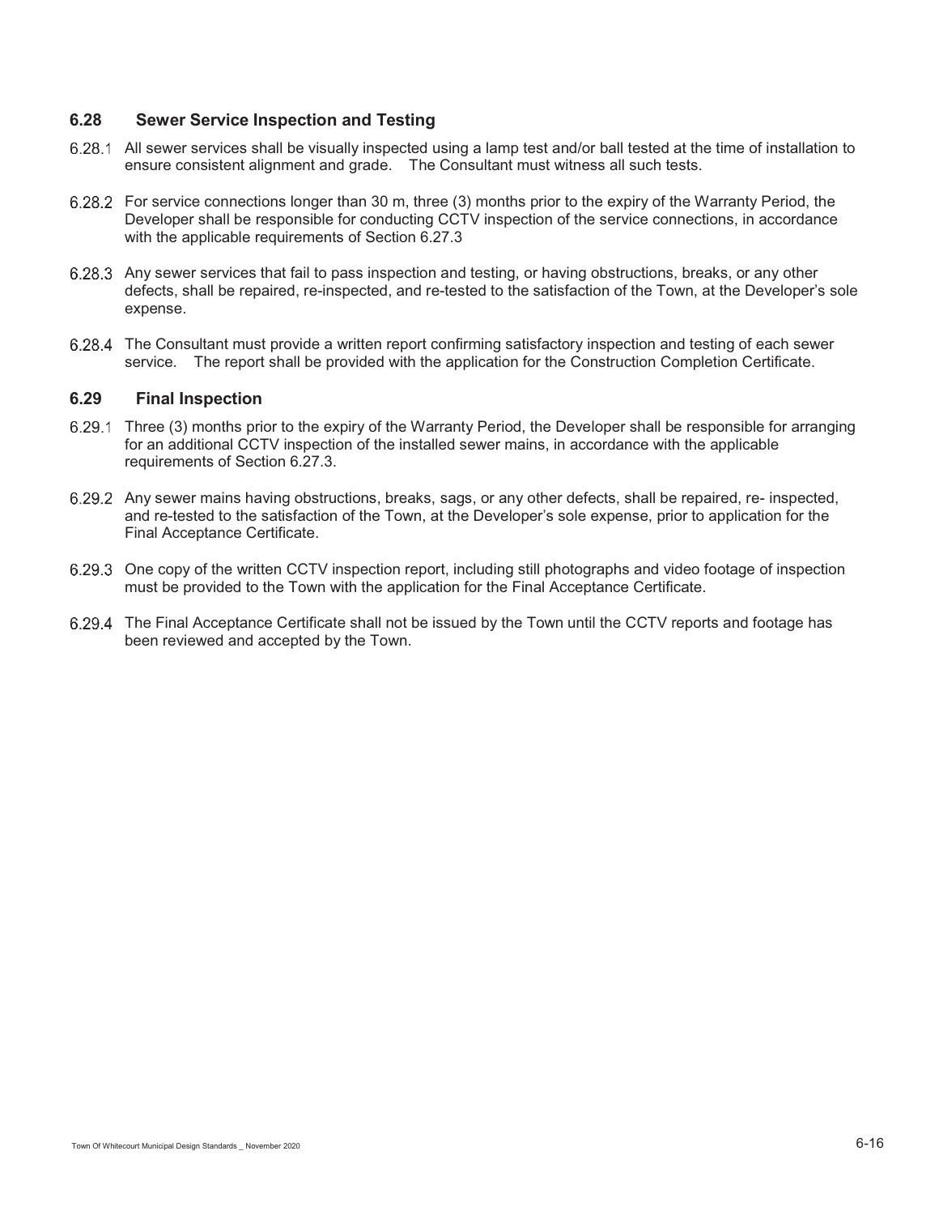## 6.28 Sewer Service Inspection and Testing

6.28.1 All sewer services shall be visually inspected using a lamp test and/or ball tested at the time of installation to ensure consistent alignment and grade. The Consultant must witness all such tests.

6.28.2 For service connections longer than 30 m, three (3) months prior to the expiry of the Warranty Period, the Developer shall be responsible for conducting CCTV inspection of the service connections, in accordance with the applicable requirements of Section 6.27.3

6.28.3 Any sewer services that fail to pass inspection and testing, or having obstructions, breaks, or any other defects, shall be repaired, re-inspected, and re-tested to the satisfaction of the Town, at the Developer's sole expense.

6.28.4 The Consultant must provide a written report confirming satisfactory inspection and testing of each sewer service. The report shall be provided with the application for the Construction Completion Certificate.

## 6.29 Final Inspection

6.29.1 Three (3) months prior to the expiry of the Warranty Period, the Developer shall be responsible for arranging for an additional CCTV inspection of the installed sewer mains, in accordance with the applicable requirements of Section 6.27.3.

6.29.2 Any sewer mains having obstructions, breaks, sags, or any other defects, shall be repaired, re- inspected, and re-tested to the satisfaction of the Town, at the Developer's sole expense, prior to application for the Final Acceptance Certificate.

6.29.3 One copy of the written CCTV inspection report, including still photographs and video footage of inspection must be provided to the Town with the application for the Final Acceptance Certificate.

6.29.4 The Final Acceptance Certificate shall not be issued by the Town until the CCTV reports and footage has been reviewed and accepted by the Town.